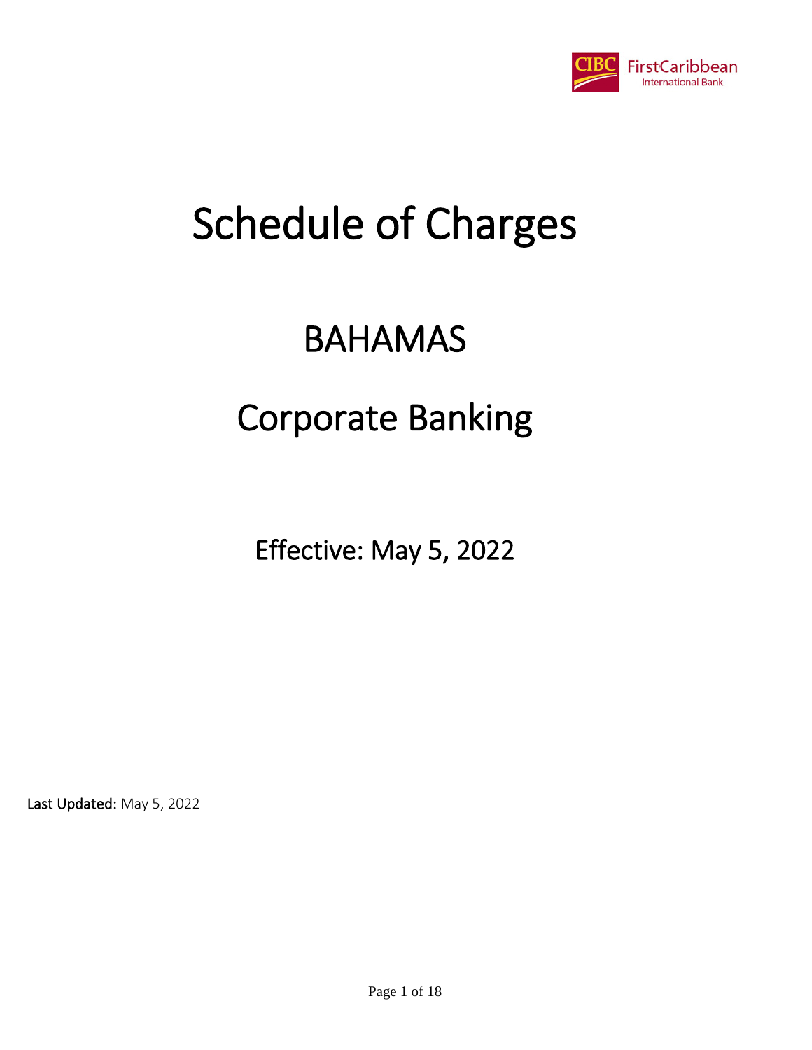CIBC FirstCaribbean International Bank

# Schedule of Charges

# BAHAMAS

# Corporate Banking

## Effective: May 5, 2022

**Last Updated:** May 5, 2022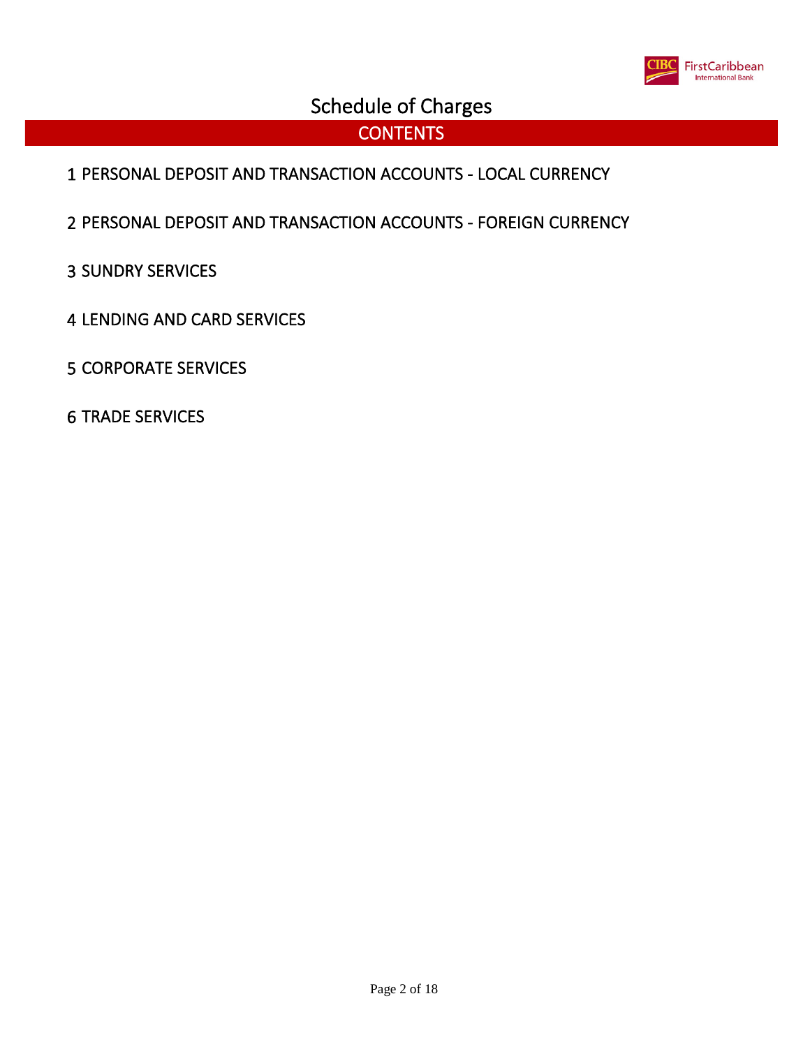# Schedule of Charges

## CONTENTS

1 PERSONAL DEPOSIT AND TRANSACTION ACCOUNTS - LOCAL CURRENCY

2 PERSONAL DEPOSIT AND TRANSACTION ACCOUNTS - FOREIGN CURRENCY

3 SUNDRY SERVICES

4 LENDING AND CARD SERVICES

5 CORPORATE SERVICES

6 TRADE SERVICES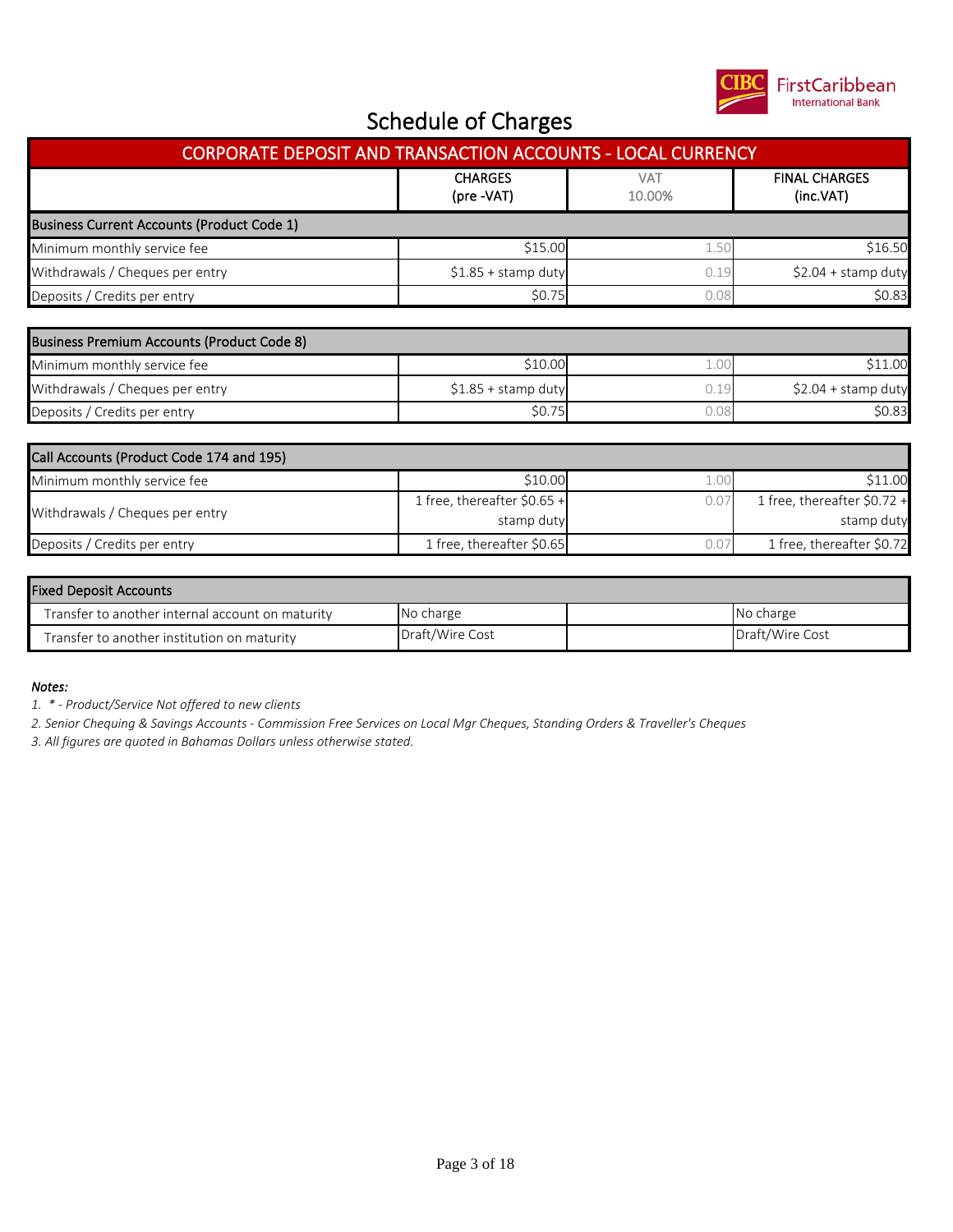# Schedule of Charges

## CORPORATE DEPOSIT AND TRANSACTION ACCOUNTS - LOCAL CURRENCY

| | CHARGES (pre -VAT) | VAT 10.00% | FINAL CHARGES (inc.VAT) |
|---|---|---|---|
| **Business Current Accounts (Product Code 1)** | | | |
| Minimum monthly service fee | $15.00 | 1.50 | $16.50 |
| Withdrawals / Cheques per entry | $1.85 + stamp duty | 0.19 | $2.04 + stamp duty |
| Deposits / Credits per entry | $0.75 | 0.08 | $0.83 |

| | CHARGES (pre -VAT) | VAT 10.00% | FINAL CHARGES (inc.VAT) |
|---|---|---|---|
| **Business Premium Accounts (Product Code 8)** | | | |
| Minimum monthly service fee | $10.00 | 1.00 | $11.00 |
| Withdrawals / Cheques per entry | $1.85 + stamp duty | 0.19 | $2.04 + stamp duty |
| Deposits / Credits per entry | $0.75 | 0.08 | $0.83 |

| | CHARGES (pre -VAT) | VAT 10.00% | FINAL CHARGES (inc.VAT) |
|---|---|---|---|
| **Call Accounts (Product Code 174 and 195)** | | | |
| Minimum monthly service fee | $10.00 | 1.00 | $11.00 |
| Withdrawals / Cheques per entry | 1 free, thereafter $0.65 + stamp duty | 0.07 | 1 free, thereafter $0.72 + stamp duty |
| Deposits / Credits per entry | 1 free, thereafter $0.65 | 0.07 | 1 free, thereafter $0.72 |

| | CHARGES (pre -VAT) | VAT 10.00% | FINAL CHARGES (inc.VAT) |
|---|---|---|---|
| **Fixed Deposit Accounts** | | | |
| Transfer to another internal account on maturity | No charge | | No charge |
| Transfer to another institution on maturity | Draft/Wire Cost | | Draft/Wire Cost |

*Notes:*

*1. * - Product/Service Not offered to new clients*

*2. Senior Chequing & Savings Accounts - Commission Free Services on Local Mgr Cheques, Standing Orders & Traveller's Cheques*

*3. All figures are quoted in Bahamas Dollars unless otherwise stated.*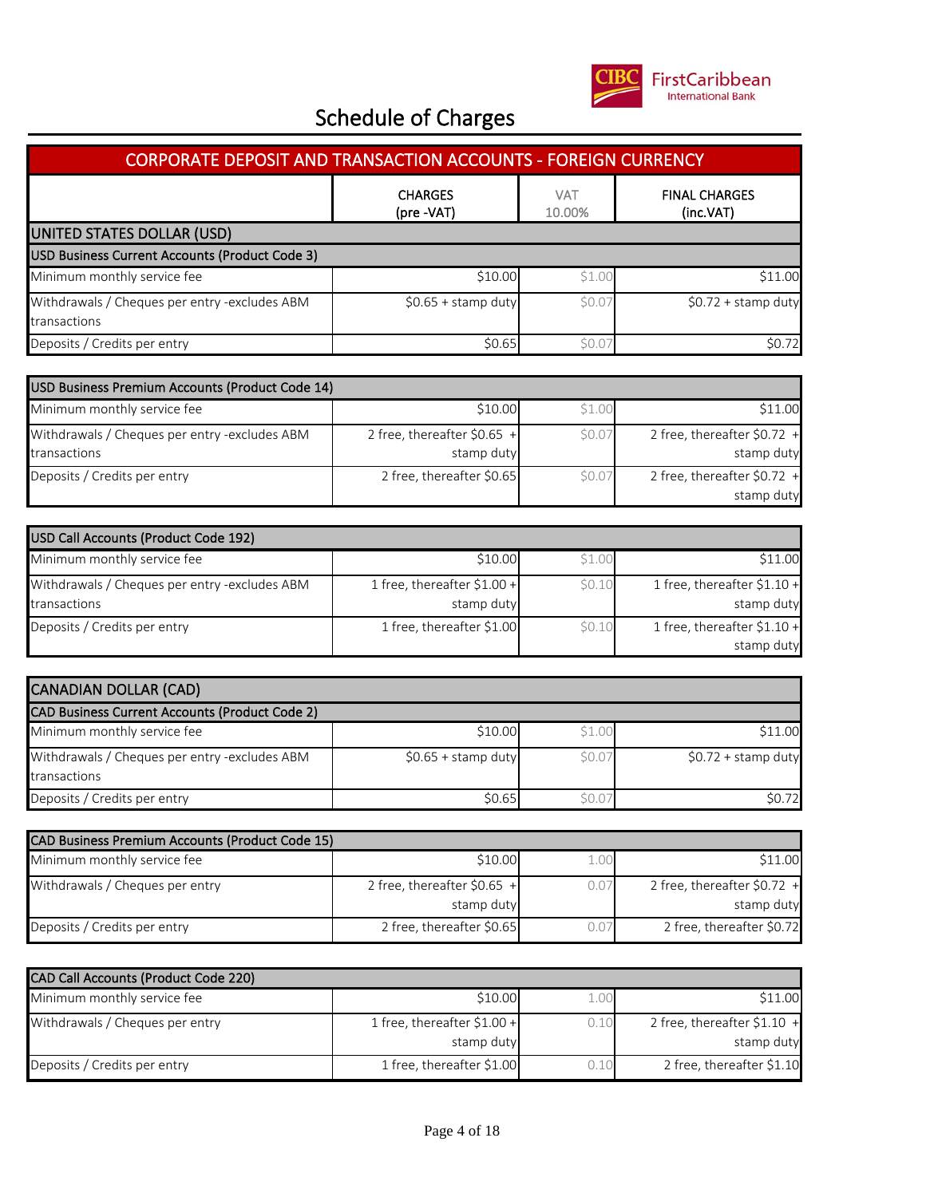# Schedule of Charges

## CORPORATE DEPOSIT AND TRANSACTION ACCOUNTS - FOREIGN CURRENCY

| | CHARGES (pre -VAT) | VAT 10.00% | FINAL CHARGES (inc.VAT) |
|---|---|---|---|
| **UNITED STATES DOLLAR (USD)** | | | |
| **USD Business Current Accounts (Product Code 3)** | | | |
| Minimum monthly service fee | $10.00 | $1.00 | $11.00 |
| Withdrawals / Cheques per entry -excludes ABM transactions | $0.65 + stamp duty | $0.07 | $0.72 + stamp duty |
| Deposits / Credits per entry | $0.65 | $0.07 | $0.72 |

| **USD Business Premium Accounts (Product Code 14)** | | | |
|---|---|---|---|
| Minimum monthly service fee | $10.00 | $1.00 | $11.00 |
| Withdrawals / Cheques per entry -excludes ABM transactions | 2 free, thereafter $0.65 + stamp duty | $0.07 | 2 free, thereafter $0.72 + stamp duty |
| Deposits / Credits per entry | 2 free, thereafter $0.65 | $0.07 | 2 free, thereafter $0.72 + stamp duty |

| **USD Call Accounts (Product Code 192)** | | | |
|---|---|---|---|
| Minimum monthly service fee | $10.00 | $1.00 | $11.00 |
| Withdrawals / Cheques per entry -excludes ABM transactions | 1 free, thereafter $1.00 + stamp duty | $0.10 | 1 free, thereafter $1.10 + stamp duty |
| Deposits / Credits per entry | 1 free, thereafter $1.00 | $0.10 | 1 free, thereafter $1.10 + stamp duty |

| **CANADIAN DOLLAR (CAD)** | | | |
|---|---|---|---|
| **CAD Business Current Accounts (Product Code 2)** | | | |
| Minimum monthly service fee | $10.00 | $1.00 | $11.00 |
| Withdrawals / Cheques per entry -excludes ABM transactions | $0.65 + stamp duty | $0.07 | $0.72 + stamp duty |
| Deposits / Credits per entry | $0.65 | $0.07 | $0.72 |

| **CAD Business Premium Accounts (Product Code 15)** | | | |
|---|---|---|---|
| Minimum monthly service fee | $10.00 | 1.00 | $11.00 |
| Withdrawals / Cheques per entry | 2 free, thereafter $0.65 + stamp duty | 0.07 | 2 free, thereafter $0.72 + stamp duty |
| Deposits / Credits per entry | 2 free, thereafter $0.65 | 0.07 | 2 free, thereafter $0.72 |

| **CAD Call Accounts (Product Code 220)** | | | |
|---|---|---|---|
| Minimum monthly service fee | $10.00 | 1.00 | $11.00 |
| Withdrawals / Cheques per entry | 1 free, thereafter $1.00 + stamp duty | 0.10 | 2 free, thereafter $1.10 + stamp duty |
| Deposits / Credits per entry | 1 free, thereafter $1.00 | 0.10 | 2 free, thereafter $1.10 |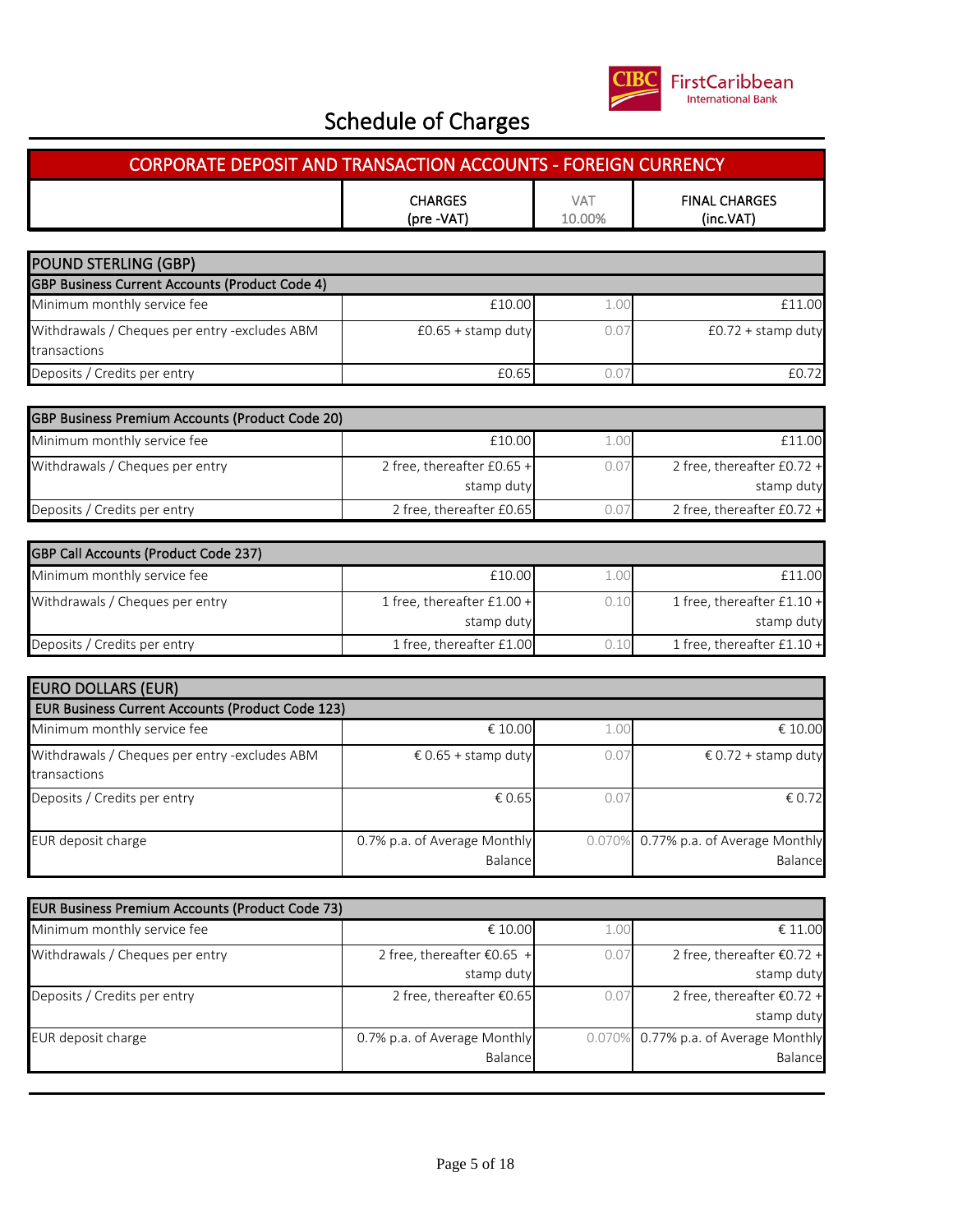# Schedule of Charges

## CORPORATE DEPOSIT AND TRANSACTION ACCOUNTS - FOREIGN CURRENCY

| | CHARGES (pre -VAT) | VAT 10.00% | FINAL CHARGES (inc.VAT) |
|---|---|---|---|
| **POUND STERLING (GBP)** | | | |
| **GBP Business Current Accounts (Product Code 4)** | | | |
| Minimum monthly service fee | £10.00 | 1.00 | £11.00 |
| Withdrawals / Cheques per entry -excludes ABM transactions | £0.65 + stamp duty | 0.07 | £0.72 + stamp duty |
| Deposits / Credits per entry | £0.65 | 0.07 | £0.72 |
| **GBP Business Premium Accounts (Product Code 20)** | | | |
| Minimum monthly service fee | £10.00 | 1.00 | £11.00 |
| Withdrawals / Cheques per entry | 2 free, thereafter £0.65 + stamp duty | 0.07 | 2 free, thereafter £0.72 + stamp duty |
| Deposits / Credits per entry | 2 free, thereafter £0.65 | 0.07 | 2 free, thereafter £0.72 + |
| **GBP Call Accounts (Product Code 237)** | | | |
| Minimum monthly service fee | £10.00 | 1.00 | £11.00 |
| Withdrawals / Cheques per entry | 1 free, thereafter £1.00 + stamp duty | 0.10 | 1 free, thereafter £1.10 + stamp duty |
| Deposits / Credits per entry | 1 free, thereafter £1.00 | 0.10 | 1 free, thereafter £1.10 + |
| **EURO DOLLARS (EUR)** | | | |
| **EUR Business Current Accounts (Product Code 123)** | | | |
| Minimum monthly service fee | € 10.00 | 1.00 | € 10.00 |
| Withdrawals / Cheques per entry -excludes ABM transactions | € 0.65 + stamp duty | 0.07 | € 0.72 + stamp duty |
| Deposits / Credits per entry | € 0.65 | 0.07 | € 0.72 |
| EUR deposit charge | 0.7% p.a. of Average Monthly Balance | 0.070% | 0.77% p.a. of Average Monthly Balance |
| **EUR Business Premium Accounts (Product Code 73)** | | | |
| Minimum monthly service fee | € 10.00 | 1.00 | € 11.00 |
| Withdrawals / Cheques per entry | 2 free, thereafter €0.65 + stamp duty | 0.07 | 2 free, thereafter €0.72 + stamp duty |
| Deposits / Credits per entry | 2 free, thereafter €0.65 | 0.07 | 2 free, thereafter €0.72 + stamp duty |
| EUR deposit charge | 0.7% p.a. of Average Monthly Balance | 0.070% | 0.77% p.a. of Average Monthly Balance |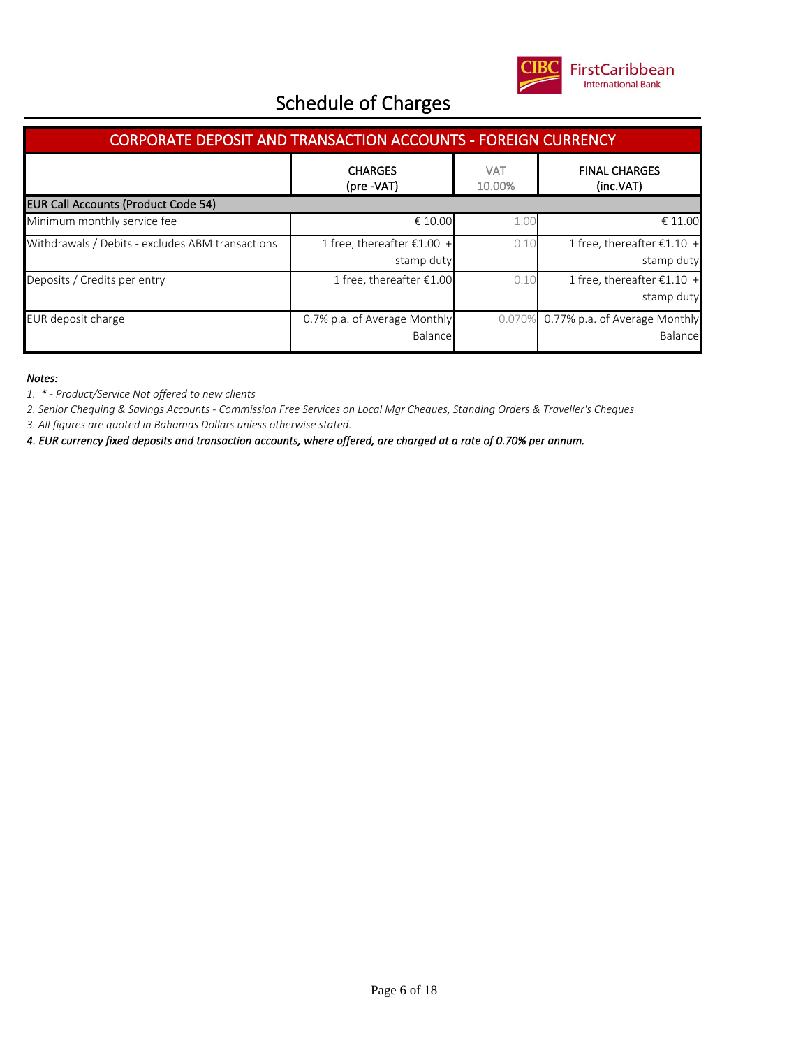# Schedule of Charges

## CORPORATE DEPOSIT AND TRANSACTION ACCOUNTS - FOREIGN CURRENCY

| | CHARGES (pre -VAT) | VAT 10.00% | FINAL CHARGES (inc.VAT) |
|---|---|---|---|
| **EUR Call Accounts (Product Code 54)** | | | |
| Minimum monthly service fee | € 10.00 | 1.00 | € 11.00 |
| Withdrawals / Debits - excludes ABM transactions | 1 free, thereafter €1.00 + stamp duty | 0.10 | 1 free, thereafter €1.10 + stamp duty |
| Deposits / Credits per entry | 1 free, thereafter €1.00 | 0.10 | 1 free, thereafter €1.10 + stamp duty |
| EUR deposit charge | 0.7% p.a. of Average Monthly Balance | 0.070% | 0.77% p.a. of Average Monthly Balance |

*Notes:*

*1. * - Product/Service Not offered to new clients*

*2. Senior Chequing & Savings Accounts - Commission Free Services on Local Mgr Cheques, Standing Orders & Traveller's Cheques*

*3. All figures are quoted in Bahamas Dollars unless otherwise stated.*

***4. EUR currency fixed deposits and transaction accounts, where offered, are charged at a rate of 0.70% per annum.***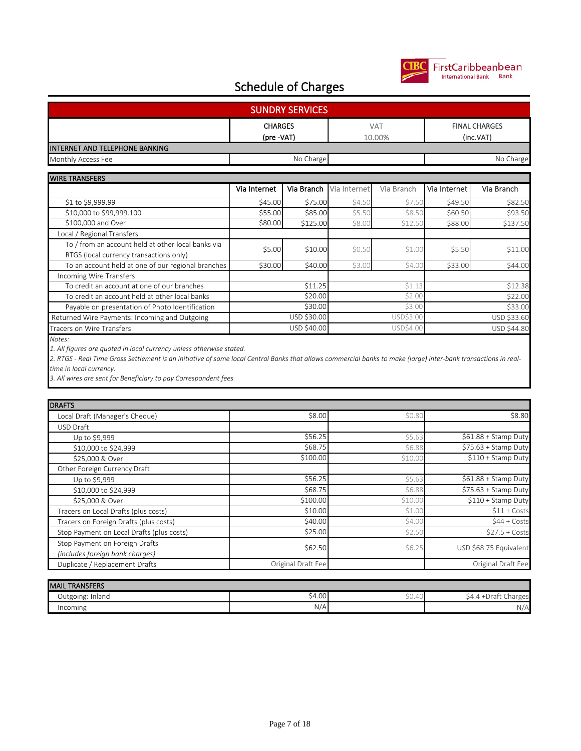# Schedule of Charges

## SUNDRY SERVICES

| | CHARGES (pre -VAT) | VAT 10.00% | FINAL CHARGES (inc.VAT) |
|---|---|---|---|
| **INTERNET AND TELEPHONE BANKING** | | | |
| Monthly Access Fee | No Charge | | No Charge |

| WIRE TRANSFERS | Via Internet | Via Branch | Via Internet | Via Branch | Via Internet | Via Branch |
|---|---|---|---|---|---|---|
| $1 to $9,999.99 | $45.00 | $75.00 | $4.50 | $7.50 | $49.50 | $82.50 |
| $10,000 to $99,999.100 | $55.00 | $85.00 | $5.50 | $8.50 | $60.50 | $93.50 |
| $100,000 and Over | $80.00 | $125.00 | $8.00 | $12.50 | $88.00 | $137.50 |
| Local / Regional Transfers | | | | | | |
| To / from an account held at other local banks via RTGS (local currency transactions only) | $5.00 | $10.00 | $0.50 | $1.00 | $5.50 | $11.00 |
| To an account held at one of our regional branches | $30.00 | $40.00 | $3.00 | $4.00 | $33.00 | $44.00 |
| Incoming Wire Transfers | | | | | | |
| To credit an account at one of our branches | | $11.25 | | $1.13 | | $12.38 |
| To credit an account held at other local banks | | $20.00 | | $2.00 | | $22.00 |
| Payable on presentation of Photo Identification | | $30.00 | | $3.00 | | $33.00 |
| Returned Wire Payments: Incoming and Outgoing | | USD $30.00 | | USD$3.00 | | USD $33.60 |
| Tracers on Wire Transfers | | USD $40.00 | | USD$4.00 | | USD $44.80 |

*Notes:*

*1. All figures are quoted in local currency unless otherwise stated.*

*2. RTGS - Real Time Gross Settlement is an initiative of some local Central Banks that allows commercial banks to make (large) inter-bank transactions in real-time in local currency.*

*3. All wires are sent for Beneficiary to pay Correspondent fees*

| DRAFTS | | | |
|---|---|---|---|
| Local Draft (Manager's Cheque) | $8.00 | $0.80 | $8.80 |
| USD Draft | | | |
| Up to $9,999 | $56.25 | $5.63 | $61.88 + Stamp Duty |
| $10,000 to $24,999 | $68.75 | $6.88 | $75.63 + Stamp Duty |
| $25,000 & Over | $100.00 | $10.00 | $110 + Stamp Duty |
| Other Foreign Currency Draft | | | |
| Up to $9,999 | $56.25 | $5.63 | $61.88 + Stamp Duty |
| $10,000 to $24,999 | $68.75 | $6.88 | $75.63 + Stamp Duty |
| $25,000 & Over | $100.00 | $10.00 | $110 + Stamp Duty |
| Tracers on Local Drafts (plus costs) | $10.00 | $1.00 | $11 + Costs |
| Tracers on Foreign Drafts (plus costs) | $40.00 | $4.00 | $44 + Costs |
| Stop Payment on Local Drafts (plus costs) | $25.00 | $2.50 | $27.5 + Costs |
| Stop Payment on Foreign Drafts *(includes foreign bank charges)* | $62.50 | $6.25 | USD $68.75 Equivalent |
| Duplicate / Replacement Drafts | Original Draft Fee | | Original Draft Fee |

| MAIL TRANSFERS | | | |
|---|---|---|---|
| Outgoing: Inland | $4.00 | $0.40 | $4.4 +Draft Charges |
| Incoming | N/A | | N/A |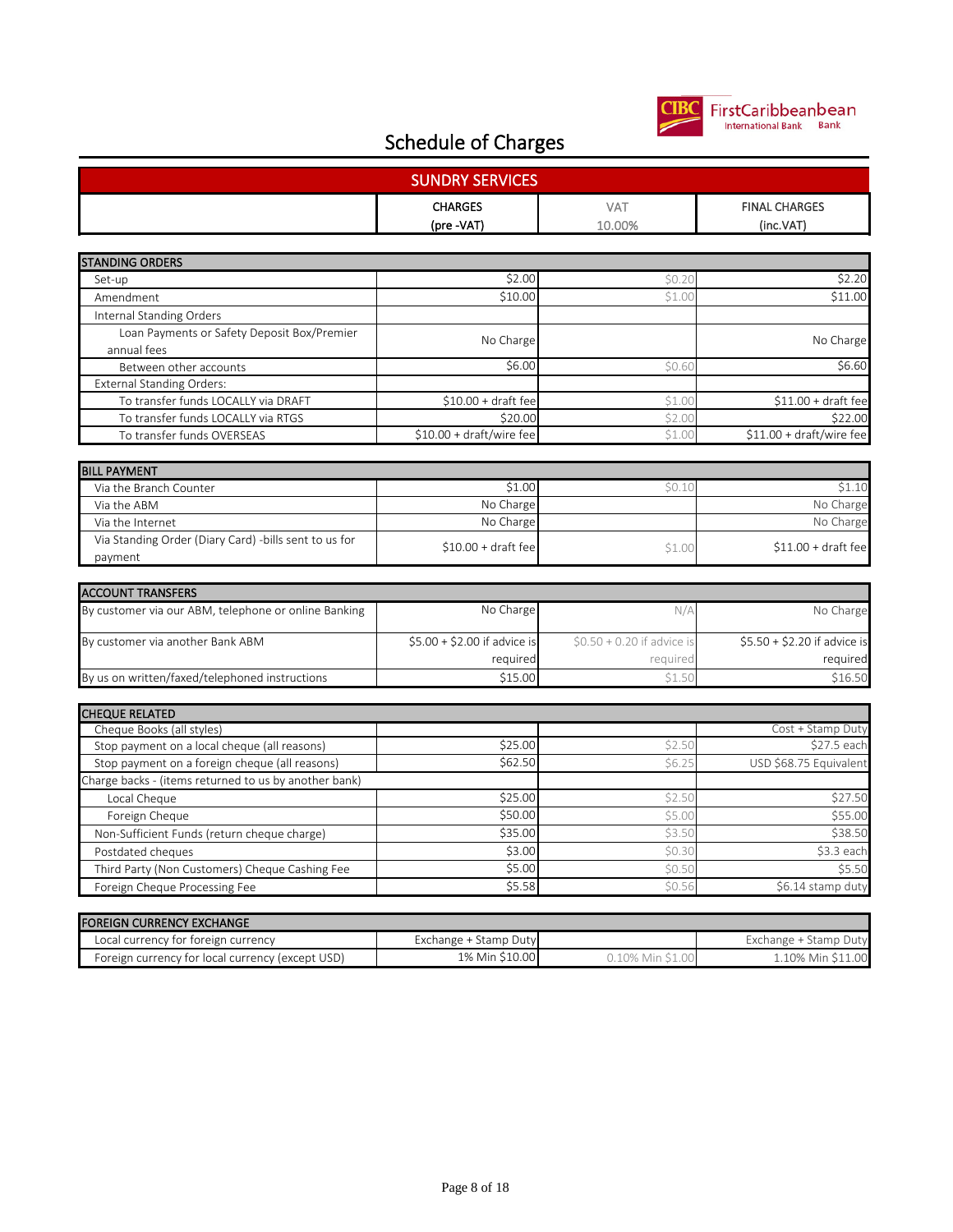# Schedule of Charges

## SUNDRY SERVICES

| | CHARGES (pre -VAT) | VAT 10.00% | FINAL CHARGES (inc.VAT) |
|---|---|---|---|
| **STANDING ORDERS** | | | |
| Set-up | $2.00 | $0.20 | $2.20 |
| Amendment | $10.00 | $1.00 | $11.00 |
| Internal Standing Orders | | | |
| Loan Payments or Safety Deposit Box/Premier annual fees | No Charge | | No Charge |
| Between other accounts | $6.00 | $0.60 | $6.60 |
| External Standing Orders: | | | |
| To transfer funds LOCALLY via DRAFT | $10.00 + draft fee | $1.00 | $11.00 + draft fee |
| To transfer funds LOCALLY via RTGS | $20.00 | $2.00 | $22.00 |
| To transfer funds OVERSEAS | $10.00 + draft/wire fee | $1.00 | $11.00 + draft/wire fee |
| **BILL PAYMENT** | | | |
| Via the Branch Counter | $1.00 | $0.10 | $1.10 |
| Via the ABM | No Charge | | No Charge |
| Via the Internet | No Charge | | No Charge |
| Via Standing Order (Diary Card) -bills sent to us for payment | $10.00 + draft fee | $1.00 | $11.00 + draft fee |
| **ACCOUNT TRANSFERS** | | | |
| By customer via our ABM, telephone or online Banking | No Charge | N/A | No Charge |
| By customer via another Bank ABM | $5.00 + $2.00 if advice is required | $0.50 + 0.20 if advice is required | $5.50 + $2.20 if advice is required |
| By us on written/faxed/telephoned instructions | $15.00 | $1.50 | $16.50 |
| **CHEQUE RELATED** | | | |
| Cheque Books (all styles) | | | Cost + Stamp Duty |
| Stop payment on a local cheque (all reasons) | $25.00 | $2.50 | $27.5 each |
| Stop payment on a foreign cheque (all reasons) | $62.50 | $6.25 | USD $68.75 Equivalent |
| Charge backs - (items returned to us by another bank) | | | |
| Local Cheque | $25.00 | $2.50 | $27.50 |
| Foreign Cheque | $50.00 | $5.00 | $55.00 |
| Non-Sufficient Funds (return cheque charge) | $35.00 | $3.50 | $38.50 |
| Postdated cheques | $3.00 | $0.30 | $3.3 each |
| Third Party (Non Customers) Cheque Cashing Fee | $5.00 | $0.50 | $5.50 |
| Foreign Cheque Processing Fee | $5.58 | $0.56 | $6.14 stamp duty |
| **FOREIGN CURRENCY EXCHANGE** | | | |
| Local currency for foreign currency | Exchange + Stamp Duty | | Exchange + Stamp Duty |
| Foreign currency for local currency (except USD) | 1% Min $10.00 | 0.10% Min $1.00 | 1.10% Min $11.00 |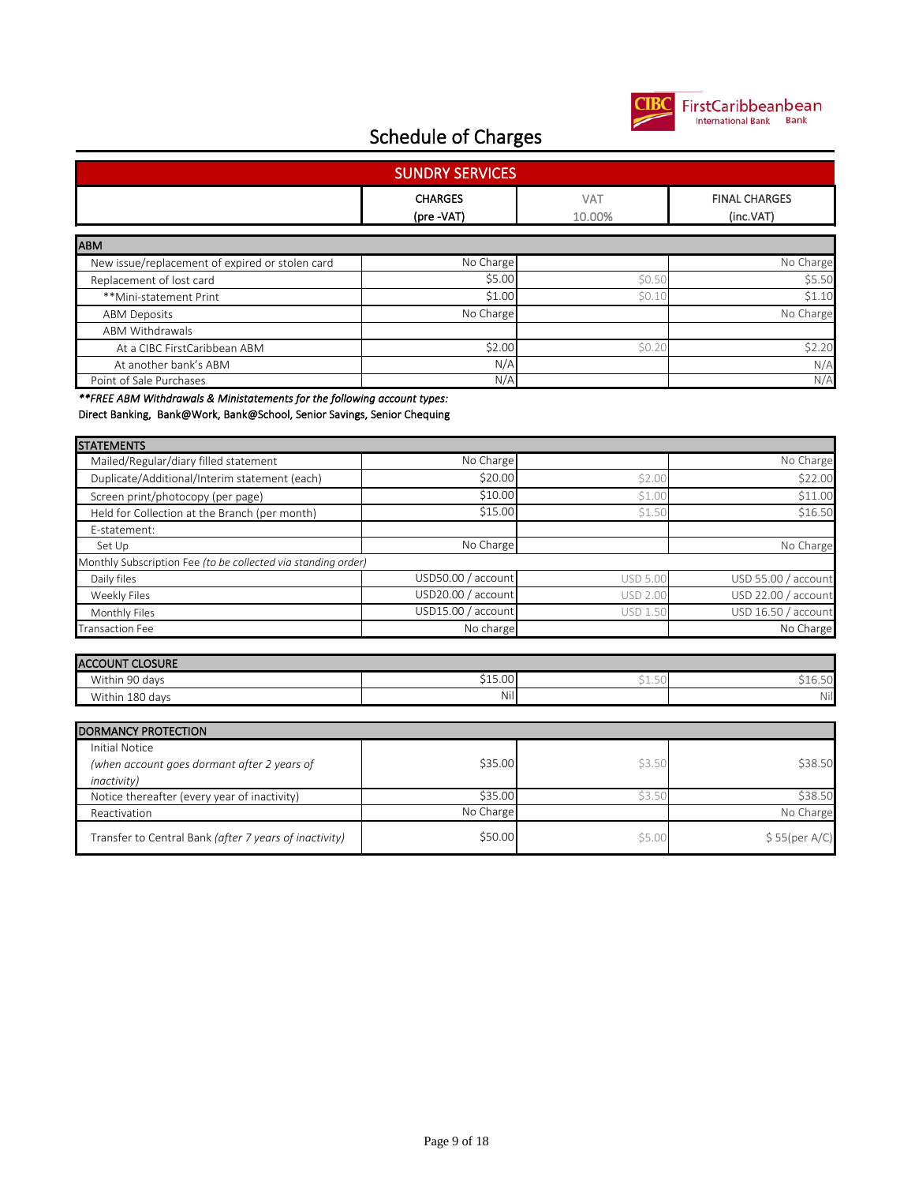# Schedule of Charges

## SUNDRY SERVICES

| | CHARGES (pre -VAT) | VAT 10.00% | FINAL CHARGES (inc.VAT) |
|---|---|---|---|
| **ABM** | | | |
| New issue/replacement of expired or stolen card | No Charge | | No Charge |
| Replacement of lost card | $5.00 | $0.50 | $5.50 |
| **Mini-statement Print | $1.00 | $0.10 | $1.10 |
| ABM Deposits | No Charge | | No Charge |
| ABM Withdrawals | | | |
| At a CIBC FirstCaribbean ABM | $2.00 | $0.20 | $2.20 |
| At another bank's ABM | N/A | | N/A |
| Point of Sale Purchases | N/A | | N/A |

***\*\*FREE ABM Withdrawals & Ministatements for the following account types:***
Direct Banking, Bank@Work, Bank@School, Senior Savings, Senior Chequing

| | CHARGES (pre -VAT) | VAT 10.00% | FINAL CHARGES (inc.VAT) |
|---|---|---|---|
| **STATEMENTS** | | | |
| Mailed/Regular/diary filled statement | No Charge | | No Charge |
| Duplicate/Additional/Interim statement (each) | $20.00 | $2.00 | $22.00 |
| Screen print/photocopy (per page) | $10.00 | $1.00 | $11.00 |
| Held for Collection at the Branch (per month) | $15.00 | $1.50 | $16.50 |
| E-statement: | | | |
| Set Up | No Charge | | No Charge |
| Monthly Subscription Fee *(to be collected via standing order)* | | | |
| Daily files | USD50.00 / account | USD 5.00 | USD 55.00 / account |
| Weekly Files | USD20.00 / account | USD 2.00 | USD 22.00 / account |
| Monthly Files | USD15.00 / account | USD 1.50 | USD 16.50 / account |
| Transaction Fee | No charge | | No Charge |

| | CHARGES (pre -VAT) | VAT 10.00% | FINAL CHARGES (inc.VAT) |
|---|---|---|---|
| **ACCOUNT CLOSURE** | | | |
| Within 90 days | $15.00 | $1.50 | $16.50 |
| Within 180 days | Nil | | Nil |

| | CHARGES (pre -VAT) | VAT 10.00% | FINAL CHARGES (inc.VAT) |
|---|---|---|---|
| **DORMANCY PROTECTION** | | | |
| Initial Notice *(when account goes dormant after 2 years of inactivity)* | $35.00 | $3.50 | $38.50 |
| Notice thereafter (every year of inactivity) | $35.00 | $3.50 | $38.50 |
| Reactivation | No Charge | | No Charge |
| Transfer to Central Bank *(after 7 years of inactivity)* | $50.00 | $5.00 | $ 55(per A/C) |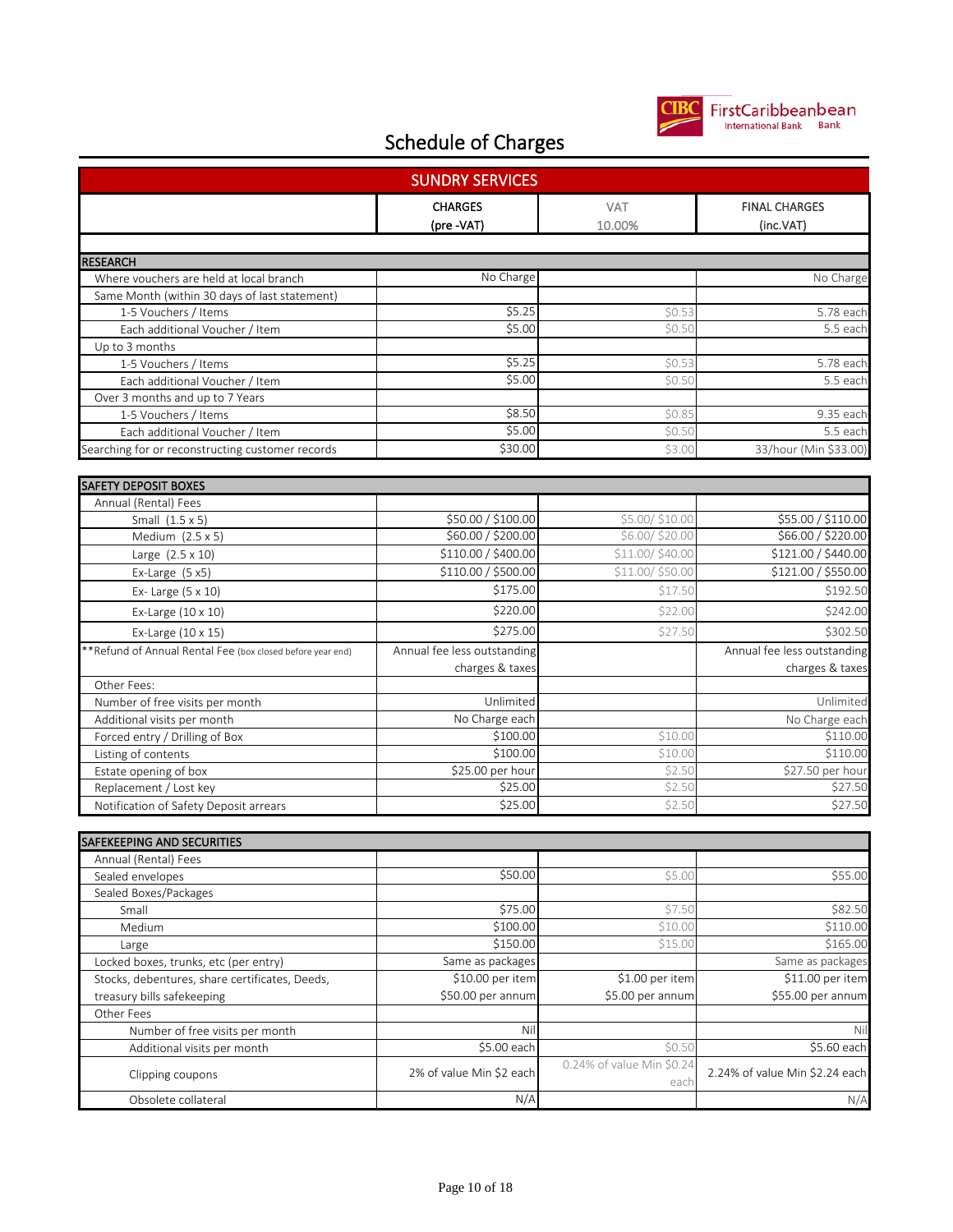# Schedule of Charges

## SUNDRY SERVICES

| | CHARGES (pre -VAT) | VAT 10.00% | FINAL CHARGES (inc.VAT) |
|---|---|---|---|
| **RESEARCH** | | | |
| Where vouchers are held at local branch | No Charge | | No Charge |
| Same Month (within 30 days of last statement) | | | |
| 1-5 Vouchers / Items | $5.25 | $0.53 | 5.78 each |
| Each additional Voucher / Item | $5.00 | $0.50 | 5.5 each |
| Up to 3 months | | | |
| 1-5 Vouchers / Items | $5.25 | $0.53 | 5.78 each |
| Each additional Voucher / Item | $5.00 | $0.50 | 5.5 each |
| Over 3 months and up to 7 Years | | | |
| 1-5 Vouchers / Items | $8.50 | $0.85 | 9.35 each |
| Each additional Voucher / Item | $5.00 | $0.50 | 5.5 each |
| Searching for or reconstructing customer records | $30.00 | $3.00 | 33/hour (Min $33.00) |

| | CHARGES (pre -VAT) | VAT 10.00% | FINAL CHARGES (inc.VAT) |
|---|---|---|---|
| **SAFETY DEPOSIT BOXES** | | | |
| Annual (Rental) Fees | | | |
| Small (1.5 x 5) | $50.00 / $100.00 | $5.00/ $10.00 | $55.00 / $110.00 |
| Medium (2.5 x 5) | $60.00 / $200.00 | $6.00/ $20.00 | $66.00 / $220.00 |
| Large (2.5 x 10) | $110.00 / $400.00 | $11.00/ $40.00 | $121.00 / $440.00 |
| Ex-Large (5 x5) | $110.00 / $500.00 | $11.00/ $50.00 | $121.00 / $550.00 |
| Ex- Large (5 x 10) | $175.00 | $17.50 | $192.50 |
| Ex-Large (10 x 10) | $220.00 | $22.00 | $242.00 |
| Ex-Large (10 x 15) | $275.00 | $27.50 | $302.50 |
| **Refund of Annual Rental Fee (box closed before year end) | Annual fee less outstanding charges & taxes | | Annual fee less outstanding charges & taxes |
| Other Fees: | | | |
| Number of free visits per month | Unlimited | | Unlimited |
| Additional visits per month | No Charge each | | No Charge each |
| Forced entry / Drilling of Box | $100.00 | $10.00 | $110.00 |
| Listing of contents | $100.00 | $10.00 | $110.00 |
| Estate opening of box | $25.00 per hour | $2.50 | $27.50 per hour |
| Replacement / Lost key | $25.00 | $2.50 | $27.50 |
| Notification of Safety Deposit arrears | $25.00 | $2.50 | $27.50 |

| | CHARGES (pre -VAT) | VAT 10.00% | FINAL CHARGES (inc.VAT) |
|---|---|---|---|
| **SAFEKEEPING AND SECURITIES** | | | |
| Annual (Rental) Fees | | | |
| Sealed envelopes | $50.00 | $5.00 | $55.00 |
| Sealed Boxes/Packages | | | |
| Small | $75.00 | $7.50 | $82.50 |
| Medium | $100.00 | $10.00 | $110.00 |
| Large | $150.00 | $15.00 | $165.00 |
| Locked boxes, trunks, etc (per entry) | Same as packages | | Same as packages |
| Stocks, debentures, share certificates, Deeds, treasury bills safekeeping | $10.00 per item<br>$50.00 per annum | $1.00 per item<br>$5.00 per annum | $11.00 per item<br>$55.00 per annum |
| Other Fees | | | |
| Number of free visits per month | Nil | | Nil |
| Additional visits per month | $5.00 each | $0.50 | $5.60 each |
| Clipping coupons | 2% of value Min $2 each | 0.24% of value Min $0.24 each | 2.24% of value Min $2.24 each |
| Obsolete collateral | N/A | | N/A |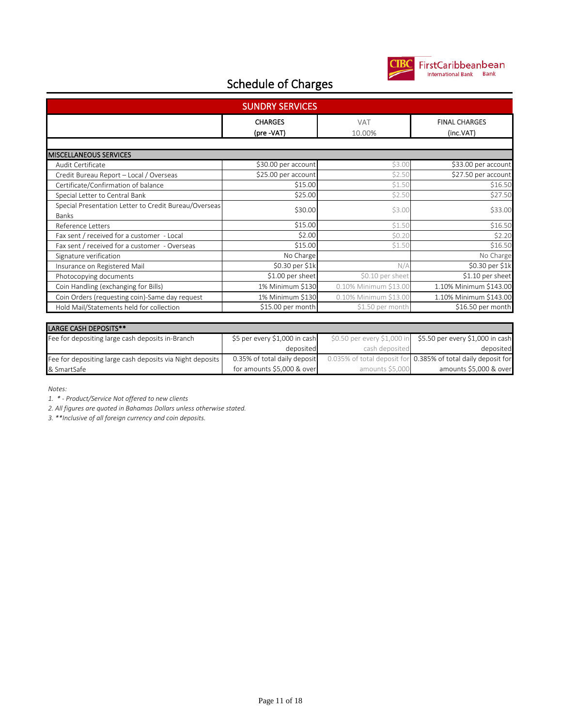# Schedule of Charges

## SUNDRY SERVICES

| | CHARGES (pre -VAT) | VAT 10.00% | FINAL CHARGES (inc.VAT) |
|---|---|---|---|
| **MISCELLANEOUS SERVICES** | | | |
| Audit Certificate | $30.00 per account | $3.00 | $33.00 per account |
| Credit Bureau Report – Local / Overseas | $25.00 per account | $2.50 | $27.50 per account |
| Certificate/Confirmation of balance | $15.00 | $1.50 | $16.50 |
| Special Letter to Central Bank | $25.00 | $2.50 | $27.50 |
| Special Presentation Letter to Credit Bureau/Overseas Banks | $30.00 | $3.00 | $33.00 |
| Reference Letters | $15.00 | $1.50 | $16.50 |
| Fax sent / received for a customer - Local | $2.00 | $0.20 | $2.20 |
| Fax sent / received for a customer - Overseas | $15.00 | $1.50 | $16.50 |
| Signature verification | No Charge | | No Charge |
| Insurance on Registered Mail | $0.30 per $1k | N/A | $0.30 per $1k |
| Photocopying documents | $1.00 per sheet | $0.10 per sheet | $1.10 per sheet |
| Coin Handling (exchanging for Bills) | 1% Minimum $130 | 0.10% Minimum $13.00 | 1.10% Minimum $143.00 |
| Coin Orders (requesting coin)-Same day request | 1% Minimum $130 | 0.10% Minimum $13.00 | 1.10% Minimum $143.00 |
| Hold Mail/Statements held for collection | $15.00 per month | $1.50 per month | $16.50 per month |

| LARGE CASH DEPOSITS** | | | |
|---|---|---|---|
| Fee for depositing large cash deposits in-Branch | $5 per every $1,000 in cash deposited | $0.50 per every $1,000 in cash deposited | $5.50 per every $1,000 in cash deposited |
| Fee for depositing large cash deposits via Night deposits & SmartSafe | 0.35% of total daily deposit for amounts $5,000 & over | 0.035% of total deposit for amounts $5,000 | 0.385% of total daily deposit for amounts $5,000 & over |

*Notes:*

*1. * - Product/Service Not offered to new clients*

*2. All figures are quoted in Bahamas Dollars unless otherwise stated.*

*3. **Inclusive of all foreign currency and coin deposits.*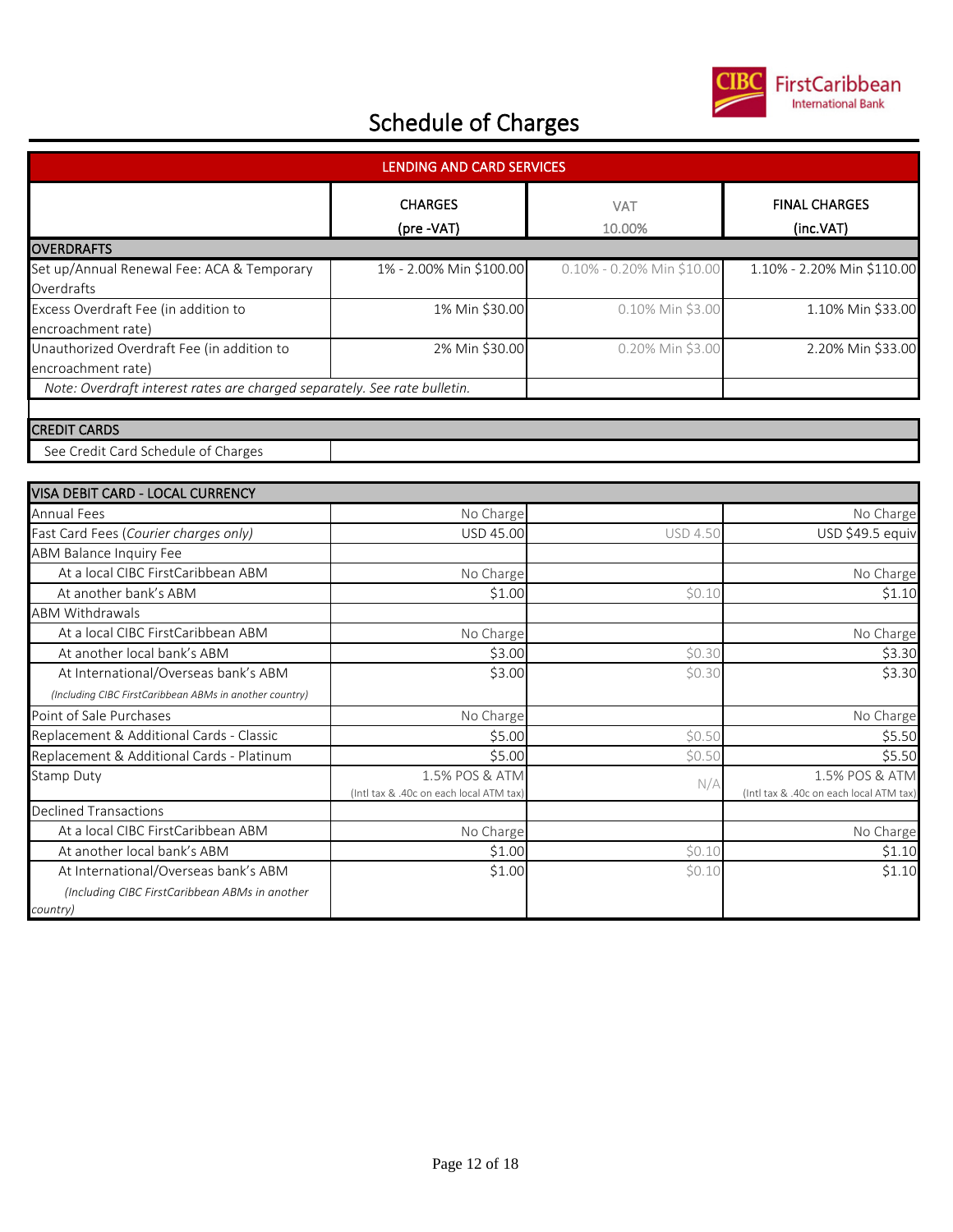# Schedule of Charges

## LENDING AND CARD SERVICES

| | CHARGES (pre -VAT) | VAT 10.00% | FINAL CHARGES (inc.VAT) |
|---|---|---|---|
| **OVERDRAFTS** | | | |
| Set up/Annual Renewal Fee: ACA & Temporary Overdrafts | 1% - 2.00% Min $100.00 | 0.10% - 0.20% Min $10.00 | 1.10% - 2.20% Min $110.00 |
| Excess Overdraft Fee (in addition to encroachment rate) | 1% Min $30.00 | 0.10% Min $3.00 | 1.10% Min $33.00 |
| Unauthorized Overdraft Fee (in addition to encroachment rate) | 2% Min $30.00 | 0.20% Min $3.00 | 2.20% Min $33.00 |
| *Note: Overdraft interest rates are charged separately. See rate bulletin.* | | | |

| CREDIT CARDS | |
|---|---|
| See Credit Card Schedule of Charges | |

| VISA DEBIT CARD - LOCAL CURRENCY | | | |
|---|---|---|---|
| Annual Fees | No Charge | | No Charge |
| Fast Card Fees (*Courier charges only*) | USD 45.00 | USD 4.50 | USD $49.5 equiv |
| ABM Balance Inquiry Fee | | | |
| At a local CIBC FirstCaribbean ABM | No Charge | | No Charge |
| At another bank's ABM | $1.00 | $0.10 | $1.10 |
| ABM Withdrawals | | | |
| At a local CIBC FirstCaribbean ABM | No Charge | | No Charge |
| At another local bank's ABM | $3.00 | $0.30 | $3.30 |
| At International/Overseas bank's ABM *(Including CIBC FirstCaribbean ABMs in another country)* | $3.00 | $0.30 | $3.30 |
| Point of Sale Purchases | No Charge | | No Charge |
| Replacement & Additional Cards - Classic | $5.00 | $0.50 | $5.50 |
| Replacement & Additional Cards - Platinum | $5.00 | $0.50 | $5.50 |
| Stamp Duty | 1.5% POS & ATM (Intl tax & .40c on each local ATM tax) | N/A | 1.5% POS & ATM (Intl tax & .40c on each local ATM tax) |
| Declined Transactions | | | |
| At a local CIBC FirstCaribbean ABM | No Charge | | No Charge |
| At another local bank's ABM | $1.00 | $0.10 | $1.10 |
| At International/Overseas bank's ABM *(Including CIBC FirstCaribbean ABMs in another country)* | $1.00 | $0.10 | $1.10 |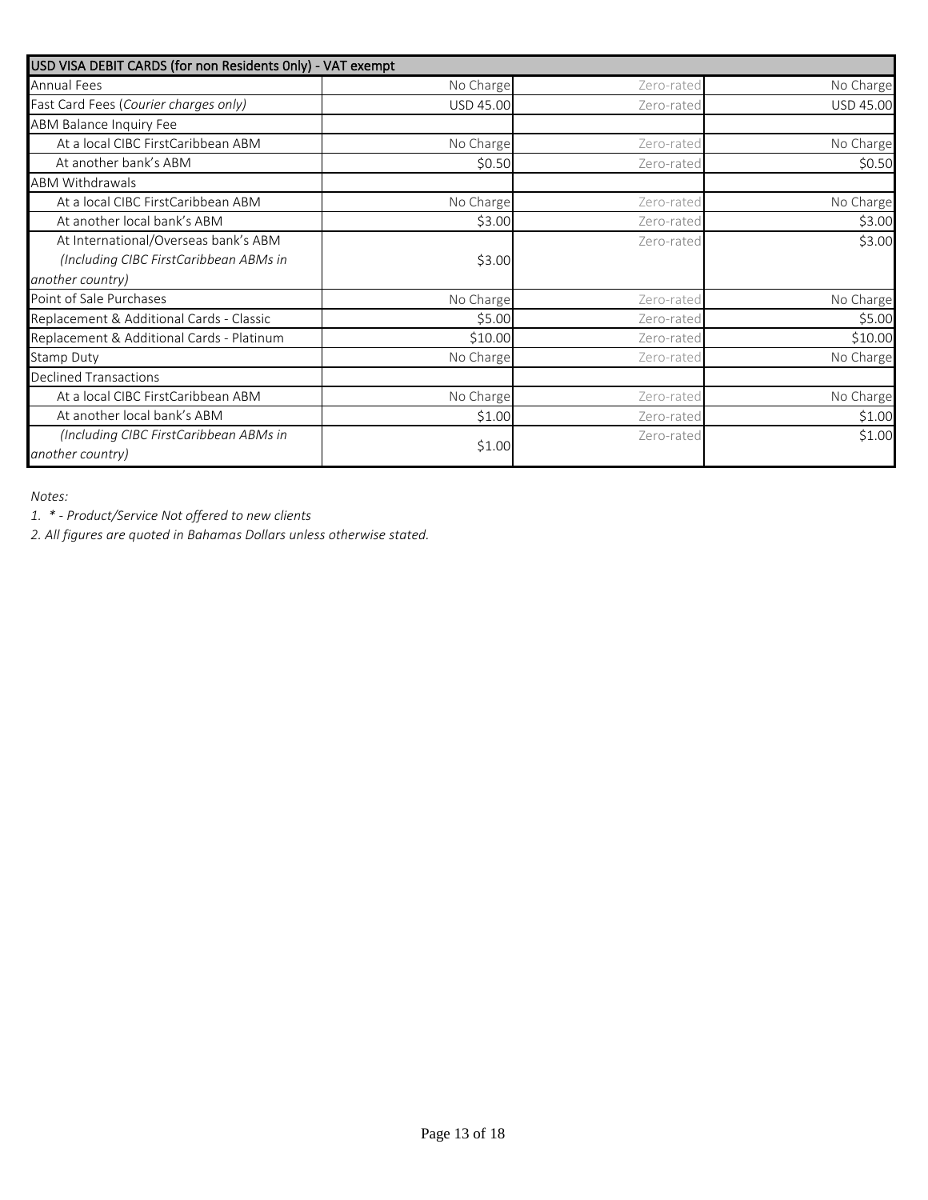| USD VISA DEBIT CARDS (for non Residents Only) - VAT exempt | | | |
|---|---|---|---|
| Annual Fees | No Charge | Zero-rated | No Charge |
| Fast Card Fees (*Courier charges only)* | USD 45.00 | Zero-rated | USD 45.00 |
| ABM Balance Inquiry Fee | | | |
| At a local CIBC FirstCaribbean ABM | No Charge | Zero-rated | No Charge |
| At another bank's ABM | $0.50 | Zero-rated | $0.50 |
| ABM Withdrawals | | | |
| At a local CIBC FirstCaribbean ABM | No Charge | Zero-rated | No Charge |
| At another local bank's ABM | $3.00 | Zero-rated | $3.00 |
| At International/Overseas bank's ABM *(Including CIBC FirstCaribbean ABMs in another country)* | $3.00 | Zero-rated | $3.00 |
| Point of Sale Purchases | No Charge | Zero-rated | No Charge |
| Replacement & Additional Cards - Classic | $5.00 | Zero-rated | $5.00 |
| Replacement & Additional Cards - Platinum | $10.00 | Zero-rated | $10.00 |
| Stamp Duty | No Charge | Zero-rated | No Charge |
| Declined Transactions | | | |
| At a local CIBC FirstCaribbean ABM | No Charge | Zero-rated | No Charge |
| At another local bank's ABM | $1.00 | Zero-rated | $1.00 |
| *(Including CIBC FirstCaribbean ABMs in another country)* | $1.00 | Zero-rated | $1.00 |

*Notes:*

*1. * - Product/Service Not offered to new clients*

*2. All figures are quoted in Bahamas Dollars unless otherwise stated.*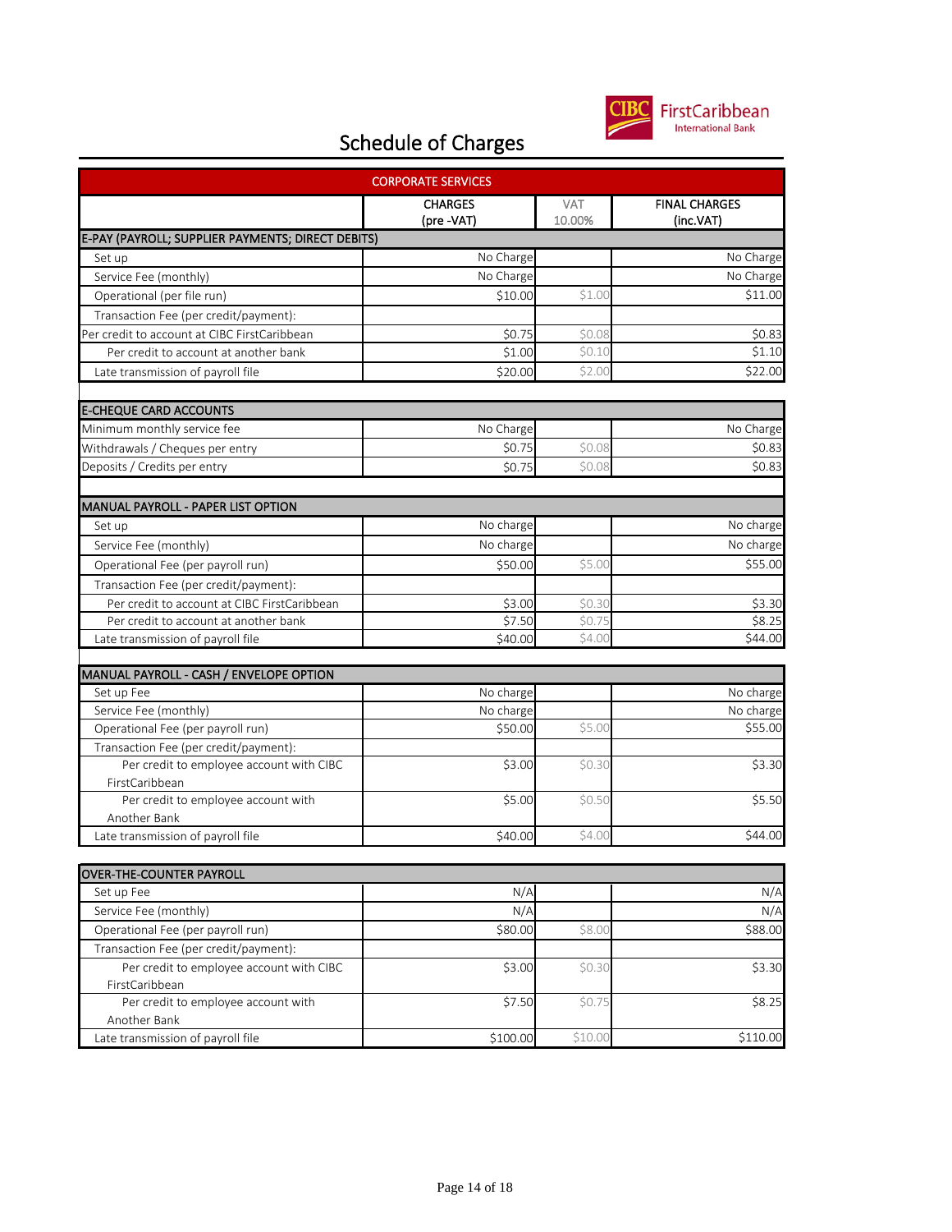# Schedule of Charges

| CORPORATE SERVICES | | | |
|---|---|---|---|
| | CHARGES (pre -VAT) | VAT 10.00% | FINAL CHARGES (inc.VAT) |
| **E-PAY (PAYROLL; SUPPLIER PAYMENTS; DIRECT DEBITS)** | | | |
| Set up | No Charge | | No Charge |
| Service Fee (monthly) | No Charge | | No Charge |
| Operational (per file run) | $10.00 | $1.00 | $11.00 |
| Transaction Fee (per credit/payment): | | | |
| Per credit to account at CIBC FirstCaribbean | $0.75 | $0.08 | $0.83 |
| Per credit to account at another bank | $1.00 | $0.10 | $1.10 |
| Late transmission of payroll file | $20.00 | $2.00 | $22.00 |
| **E-CHEQUE CARD ACCOUNTS** | | | |
| Minimum monthly service fee | No Charge | | No Charge |
| Withdrawals / Cheques per entry | $0.75 | $0.08 | $0.83 |
| Deposits / Credits per entry | $0.75 | $0.08 | $0.83 |
| **MANUAL PAYROLL - PAPER LIST OPTION** | | | |
| Set up | No charge | | No charge |
| Service Fee (monthly) | No charge | | No charge |
| Operational Fee (per payroll run) | $50.00 | $5.00 | $55.00 |
| Transaction Fee (per credit/payment): | | | |
| Per credit to account at CIBC FirstCaribbean | $3.00 | $0.30 | $3.30 |
| Per credit to account at another bank | $7.50 | $0.75 | $8.25 |
| Late transmission of payroll file | $40.00 | $4.00 | $44.00 |
| **MANUAL PAYROLL - CASH / ENVELOPE OPTION** | | | |
| Set up Fee | No charge | | No charge |
| Service Fee (monthly) | No charge | | No charge |
| Operational Fee (per payroll run) | $50.00 | $5.00 | $55.00 |
| Transaction Fee (per credit/payment): | | | |
| Per credit to employee account with CIBC FirstCaribbean | $3.00 | $0.30 | $3.30 |
| Per credit to employee account with Another Bank | $5.00 | $0.50 | $5.50 |
| Late transmission of payroll file | $40.00 | $4.00 | $44.00 |
| **OVER-THE-COUNTER PAYROLL** | | | |
| Set up Fee | N/A | | N/A |
| Service Fee (monthly) | N/A | | N/A |
| Operational Fee (per payroll run) | $80.00 | $8.00 | $88.00 |
| Transaction Fee (per credit/payment): | | | |
| Per credit to employee account with CIBC FirstCaribbean | $3.00 | $0.30 | $3.30 |
| Per credit to employee account with Another Bank | $7.50 | $0.75 | $8.25 |
| Late transmission of payroll file | $100.00 | $10.00 | $110.00 |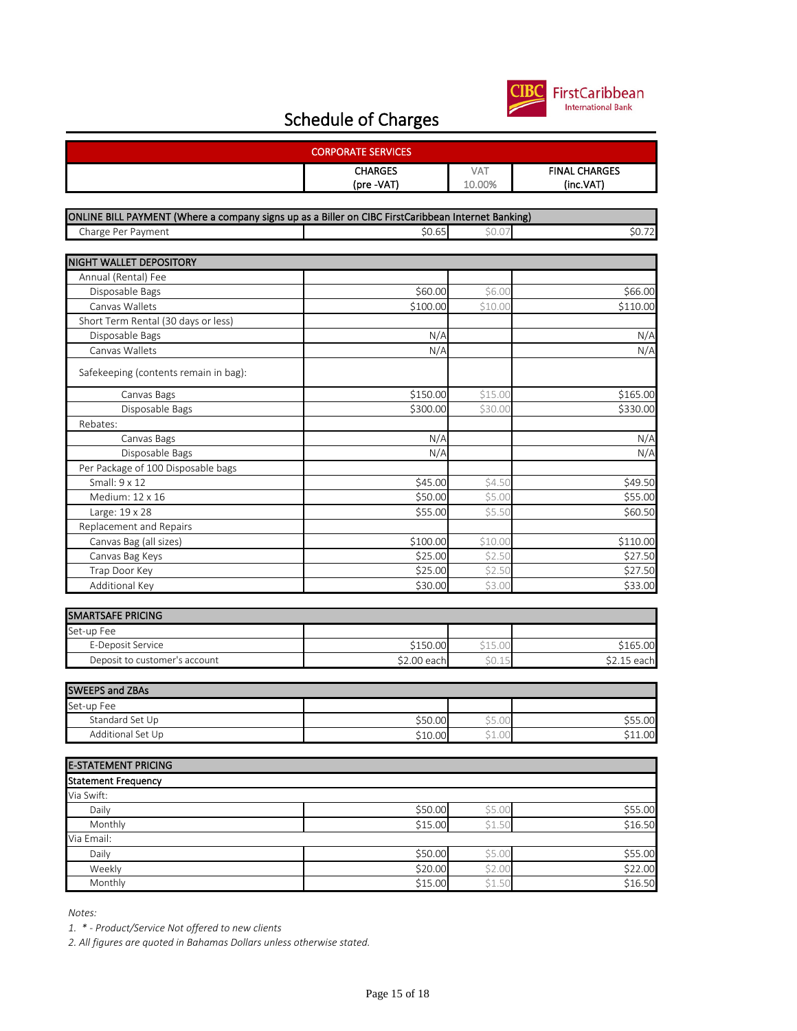# Schedule of Charges

| CORPORATE SERVICES | CHARGES (pre -VAT) | VAT 10.00% | FINAL CHARGES (inc.VAT) |
|---|---|---|---|
| **ONLINE BILL PAYMENT (Where a company signs up as a Biller on CIBC FirstCaribbean Internet Banking)** | | | |
| Charge Per Payment | $0.65 | $0.07 | $0.72 |
| **NIGHT WALLET DEPOSITORY** | | | |
| Annual (Rental) Fee | | | |
| Disposable Bags | $60.00 | $6.00 | $66.00 |
| Canvas Wallets | $100.00 | $10.00 | $110.00 |
| Short Term Rental (30 days or less) | | | |
| Disposable Bags | N/A | | N/A |
| Canvas Wallets | N/A | | N/A |
| Safekeeping (contents remain in bag): | | | |
| Canvas Bags | $150.00 | $15.00 | $165.00 |
| Disposable Bags | $300.00 | $30.00 | $330.00 |
| Rebates: | | | |
| Canvas Bags | N/A | | N/A |
| Disposable Bags | N/A | | N/A |
| Per Package of 100 Disposable bags | | | |
| Small: 9 x 12 | $45.00 | $4.50 | $49.50 |
| Medium: 12 x 16 | $50.00 | $5.00 | $55.00 |
| Large: 19 x 28 | $55.00 | $5.50 | $60.50 |
| Replacement and Repairs | | | |
| Canvas Bag (all sizes) | $100.00 | $10.00 | $110.00 |
| Canvas Bag Keys | $25.00 | $2.50 | $27.50 |
| Trap Door Key | $25.00 | $2.50 | $27.50 |
| Additional Key | $30.00 | $3.00 | $33.00 |
| **SMARTSAFE PRICING** | | | |
| Set-up Fee | | | |
| E-Deposit Service | $150.00 | $15.00 | $165.00 |
| Deposit to customer's account | $2.00 each | $0.15 | $2.15 each |
| **SWEEPS and ZBAs** | | | |
| Set-up Fee | | | |
| Standard Set Up | $50.00 | $5.00 | $55.00 |
| Additional Set Up | $10.00 | $1.00 | $11.00 |
| **E-STATEMENT PRICING** | | | |
| **Statement Frequency** | | | |
| Via Swift: | | | |
| Daily | $50.00 | $5.00 | $55.00 |
| Monthly | $15.00 | $1.50 | $16.50 |
| Via Email: | | | |
| Daily | $50.00 | $5.00 | $55.00 |
| Weekly | $20.00 | $2.00 | $22.00 |
| Monthly | $15.00 | $1.50 | $16.50 |

*Notes:*

*1. * - Product/Service Not offered to new clients*

*2. All figures are quoted in Bahamas Dollars unless otherwise stated.*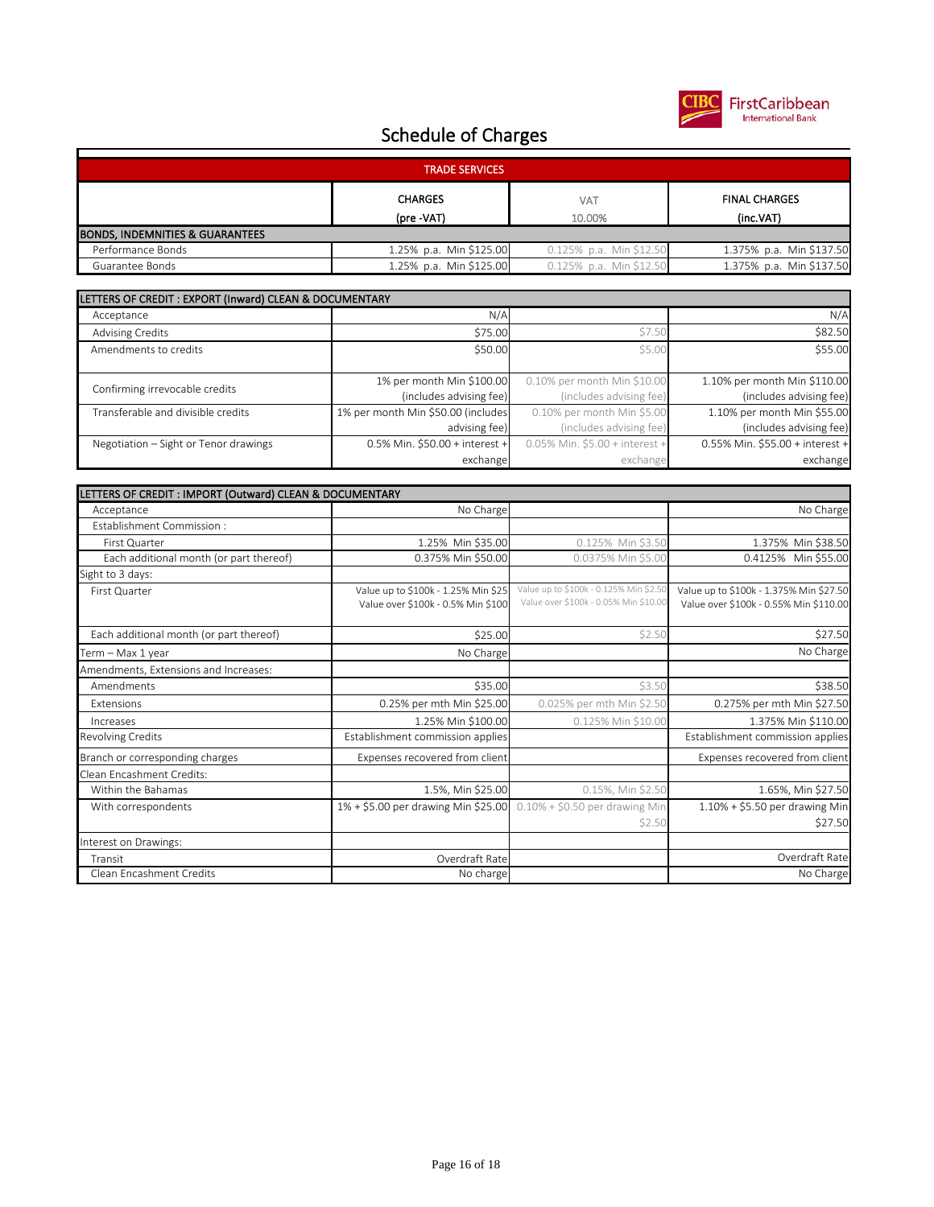# Schedule of Charges

| TRADE SERVICES | | | |
|---|---|---|---|
| | CHARGES (pre -VAT) | VAT 10.00% | FINAL CHARGES (inc.VAT) |
| **BONDS, INDEMNITIES & GUARANTEES** | | | |
| Performance Bonds | 1.25% p.a. Min $125.00 | 0.125% p.a. Min $12.50 | 1.375% p.a. Min $137.50 |
| Guarantee Bonds | 1.25% p.a. Min $125.00 | 0.125% p.a. Min $12.50 | 1.375% p.a. Min $137.50 |

| LETTERS OF CREDIT : EXPORT (Inward) CLEAN & DOCUMENTARY | | | |
|---|---|---|---|
| Acceptance | N/A | | N/A |
| Advising Credits | $75.00 | $7.50 | $82.50 |
| Amendments to credits | $50.00 | $5.00 | $55.00 |
| Confirming irrevocable credits | 1% per month Min $100.00 (includes advising fee) | 0.10% per month Min $10.00 (includes advising fee) | 1.10% per month Min $110.00 (includes advising fee) |
| Transferable and divisible credits | 1% per month Min $50.00 (includes advising fee) | 0.10% per month Min $5.00 (includes advising fee) | 1.10% per month Min $55.00 (includes advising fee) |
| Negotiation – Sight or Tenor drawings | 0.5% Min. $50.00 + interest + exchange | 0.05% Min. $5.00 + interest + exchange | 0.55% Min. $55.00 + interest + exchange |

| LETTERS OF CREDIT : IMPORT (Outward) CLEAN & DOCUMENTARY | | | |
|---|---|---|---|
| Acceptance | No Charge | | No Charge |
| Establishment Commission : | | | |
| First Quarter | 1.25% Min $35.00 | 0.125% Min $3.50 | 1.375% Min $38.50 |
| Each additional month (or part thereof) | 0.375% Min $50.00 | 0.0375% Min $5.00 | 0.4125% Min $55.00 |
| Sight to 3 days: | | | |
| First Quarter | Value up to $100k - 1.25% Min $25 Value over $100k - 0.5% Min $100 | Value up to $100k - 0.125% Min $2.50 Value over $100k - 0.05% Min $10.00 | Value up to $100k - 1.375% Min $27.50 Value over $100k - 0.55% Min $110.00 |
| Each additional month (or part thereof) | $25.00 | $2.50 | $27.50 |
| Term – Max 1 year | No Charge | | No Charge |
| Amendments, Extensions and Increases: | | | |
| Amendments | $35.00 | $3.50 | $38.50 |
| Extensions | 0.25% per mth Min $25.00 | 0.025% per mth Min $2.50 | 0.275% per mth Min $27.50 |
| Increases | 1.25% Min $100.00 | 0.125% Min $10.00 | 1.375% Min $110.00 |
| Revolving Credits | Establishment commission applies | | Establishment commission applies |
| Branch or corresponding charges | Expenses recovered from client | | Expenses recovered from client |
| Clean Encashment Credits: | | | |
| Within the Bahamas | 1.5%, Min $25.00 | 0.15%, Min $2.50 | 1.65%, Min $27.50 |
| With correspondents | 1% + $5.00 per drawing Min $25.00 | 0.10% + $0.50 per drawing Min $2.50 | 1.10% + $5.50 per drawing Min $27.50 |
| Interest on Drawings: | | | |
| Transit | Overdraft Rate | | Overdraft Rate |
| Clean Encashment Credits | No charge | | No Charge |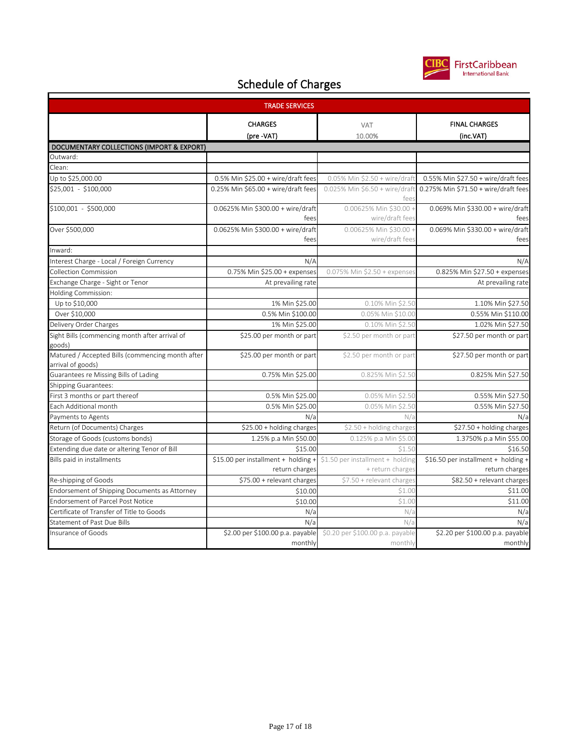# Schedule of Charges

| TRADE SERVICES | | | |
|---|---|---|---|
| | CHARGES (pre -VAT) | VAT 10.00% | FINAL CHARGES (inc.VAT) |
| **DOCUMENTARY COLLECTIONS (IMPORT & EXPORT)** | | | |
| Outward: | | | |
| Clean: | | | |
| Up to $25,000.00 | 0.5% Min $25.00 + wire/draft fees | 0.05% Min $2.50 + wire/draft | 0.55% Min $27.50 + wire/draft fees |
| $25,001 - $100,000 | 0.25% Min $65.00 + wire/draft fees | 0.025% Min $6.50 + wire/draft fees | 0.275% Min $71.50 + wire/draft fees |
| $100,001 - $500,000 | 0.0625% Min $300.00 + wire/draft fees | 0.00625% Min $30.00 + wire/draft fees | 0.069% Min $330.00 + wire/draft fees |
| Over $500,000 | 0.0625% Min $300.00 + wire/draft fees | 0.00625% Min $30.00 + wire/draft fees | 0.069% Min $330.00 + wire/draft fees |
| Inward: | | | |
| Interest Charge - Local / Foreign Currency | N/A | | N/A |
| Collection Commission | 0.75% Min $25.00 + expenses | 0.075% Min $2.50 + expenses | 0.825% Min $27.50 + expenses |
| Exchange Charge - Sight or Tenor | At prevailing rate | | At prevailing rate |
| Holding Commission: | | | |
| Up to $10,000 | 1% Min $25.00 | 0.10% Min $2.50 | 1.10% Min $27.50 |
| Over $10,000 | 0.5% Min $100.00 | 0.05% Min $10.00 | 0.55% Min $110.00 |
| Delivery Order Charges | 1% Min $25.00 | 0.10% Min $2.50 | 1.02% Min $27.50 |
| Sight Bills (commencing month after arrival of goods) | $25.00 per month or part | $2.50 per month or part | $27.50 per month or part |
| Matured / Accepted Bills (commencing month after arrival of goods) | $25.00 per month or part | $2.50 per month or part | $27.50 per month or part |
| Guarantees re Missing Bills of Lading | 0.75% Min $25.00 | 0.825% Min $2.50 | 0.825% Min $27.50 |
| Shipping Guarantees: | | | |
| First 3 months or part thereof | 0.5% Min $25.00 | 0.05% Min $2.50 | 0.55% Min $27.50 |
| Each Additional month | 0.5% Min $25.00 | 0.05% Min $2.50 | 0.55% Min $27.50 |
| Payments to Agents | N/a | N/a | N/a |
| Return (of Documents) Charges | $25.00 + holding charges | $2.50 + holding charges | $27.50 + holding charges |
| Storage of Goods (customs bonds) | 1.25% p.a Min $50.00 | 0.125% p.a Min $5.00 | 1.3750% p.a Min $55.00 |
| Extending due date or altering Tenor of Bill | $15.00 | $1.50 | $16.50 |
| Bills paid in installments | $15.00 per installment + holding + return charges | $1.50 per installment + holding + return charges | $16.50 per installment + holding + return charges |
| Re-shipping of Goods | $75.00 + relevant charges | $7.50 + relevant charges | $82.50 + relevant charges |
| Endorsement of Shipping Documents as Attorney | $10.00 | $1.00 | $11.00 |
| Endorsement of Parcel Post Notice | $10.00 | $1.00 | $11.00 |
| Certificate of Transfer of Title to Goods | N/a | N/a | N/a |
| Statement of Past Due Bills | N/a | N/a | N/a |
| Insurance of Goods | $2.00 per $100.00 p.a. payable monthly | $0.20 per $100.00 p.a. payable monthly | $2.20 per $100.00 p.a. payable monthly |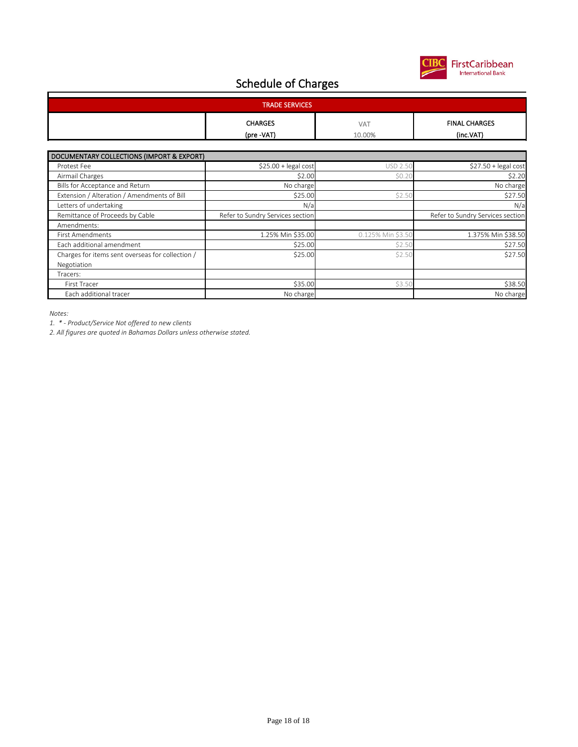# Schedule of Charges

## TRADE SERVICES

| | CHARGES (pre -VAT) | VAT 10.00% | FINAL CHARGES (inc.VAT) |
|---|---|---|---|
| **DOCUMENTARY COLLECTIONS (IMPORT & EXPORT)** | | | |
| Protest Fee | $25.00 + legal cost | USD 2.50 | $27.50 + legal cost |
| Airmail Charges | $2.00 | $0.20 | $2.20 |
| Bills for Acceptance and Return | No charge | | No charge |
| Extension / Alteration / Amendments of Bill | $25.00 | $2.50 | $27.50 |
| Letters of undertaking | N/a | | N/a |
| Remittance of Proceeds by Cable | Refer to Sundry Services section | | Refer to Sundry Services section |
| Amendments: | | | |
| First Amendments | 1.25% Min $35.00 | 0.125% Min $3.50 | 1.375% Min $38.50 |
| Each additional amendment | $25.00 | $2.50 | $27.50 |
| Charges for items sent overseas for collection / Negotiation | $25.00 | $2.50 | $27.50 |
| Tracers: | | | |
| First Tracer | $35.00 | $3.50 | $38.50 |
| Each additional tracer | No charge | | No charge |

*Notes:*

*1. * - Product/Service Not offered to new clients*

*2. All figures are quoted in Bahamas Dollars unless otherwise stated.*